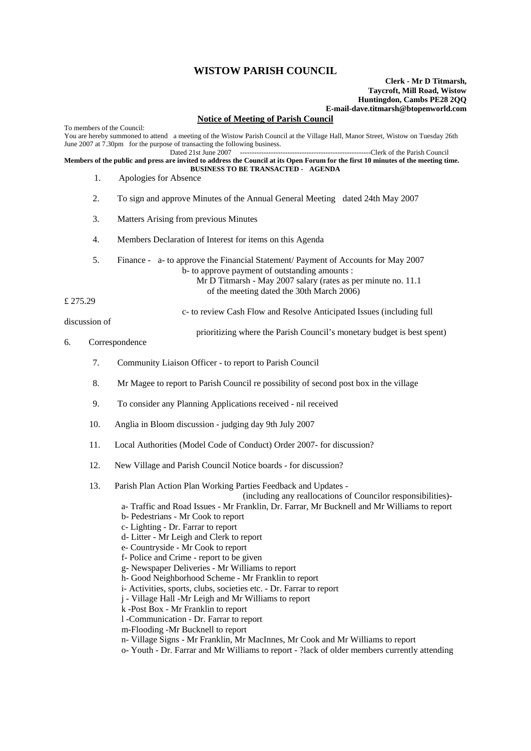# WISTOW PARISH COUNCIL

**Clerk - Mr D Titmarsh,**
**Taycroft, Mill Road, Wistow**
**Huntingdon, Cambs PE28 2QQ**
**E-mail-dave.titmarsh@btopenworld.com**

## Notice of Meeting of Parish Council

To members of the Council:

You are hereby summoned to attend a meeting of the Wistow Parish Council at the Village Hall, Manor Street, Wistow on Tuesday 26th June 2007 at 7.30pm for the purpose of transacting the following business.

Dated 21st June 2007 --------------------------------------------------------Clerk of the Parish Council

**Members of the public and press are invited to address the Council at its Open Forum for the first 10 minutes of the meeting time.**

**BUSINESS TO BE TRANSACTED - AGENDA**

1. Apologies for Absence

2. To sign and approve Minutes of the Annual General Meeting dated 24th May 2007

3. Matters Arising from previous Minutes

4. Members Declaration of Interest for items on this Agenda

5. Finance - a- to approve the Financial Statement/ Payment of Accounts for May 2007
   b- to approve payment of outstanding amounts :
   Mr D Titmarsh - May 2007 salary (rates as per minute no. 11.1 of the meeting dated the 30th March 2006) £ 275.29
   c- to review Cash Flow and Resolve Anticipated Issues (including full discussion of prioritizing where the Parish Council's monetary budget is best spent)

6. Correspondence

7. Community Liaison Officer - to report to Parish Council

8. Mr Magee to report to Parish Council re possibility of second post box in the village

9. To consider any Planning Applications received - nil received

10. Anglia in Bloom discussion - judging day 9th July 2007

11. Local Authorities (Model Code of Conduct) Order 2007- for discussion?

12. New Village and Parish Council Notice boards - for discussion?

13. Parish Plan Action Plan Working Parties Feedback and Updates - (including any reallocations of Councilor responsibilities)-
    a- Traffic and Road Issues - Mr Franklin, Dr. Farrar, Mr Bucknell and Mr Williams to report
    b- Pedestrians - Mr Cook to report
    c- Lighting - Dr. Farrar to report
    d- Litter - Mr Leigh and Clerk to report
    e- Countryside - Mr Cook to report
    f- Police and Crime - report to be given
    g- Newspaper Deliveries - Mr Williams to report
    h- Good Neighborhood Scheme - Mr Franklin to report
    i- Activities, sports, clubs, societies etc. - Dr. Farrar to report
    j - Village Hall -Mr Leigh and Mr Williams to report
    k -Post Box - Mr Franklin to report
    l -Communication - Dr. Farrar to report
    m-Flooding -Mr Bucknell to report
    n- Village Signs - Mr Franklin, Mr MacInnes, Mr Cook and Mr Williams to report
    o- Youth - Dr. Farrar and Mr Williams to report - ?lack of older members currently attending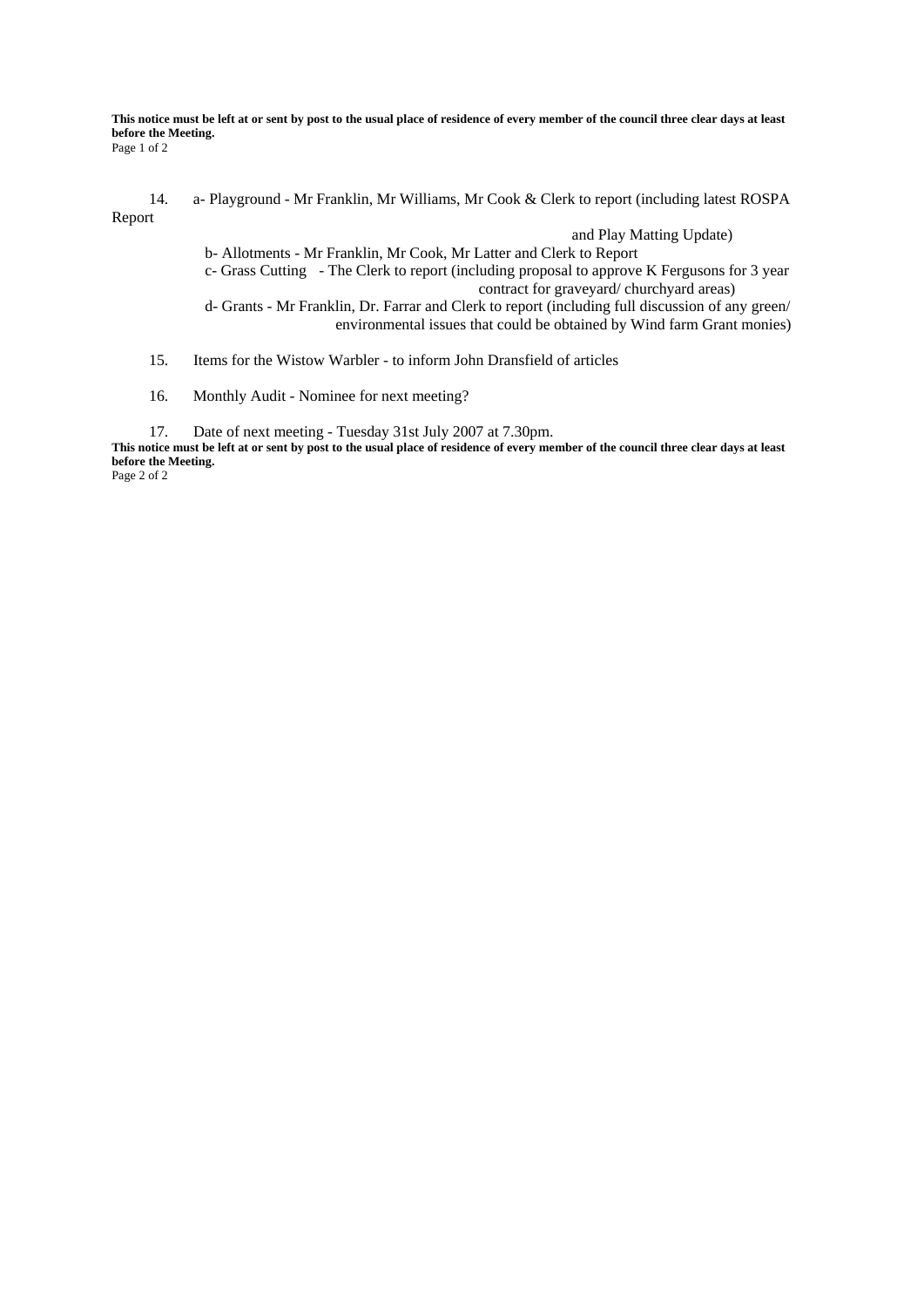14. a- Playground - Mr Franklin, Mr Williams, Mr Cook & Clerk to report (including latest ROSPA Report and Play Matting Update)

    b- Allotments - Mr Franklin, Mr Cook, Mr Latter and Clerk to Report

    c- Grass Cutting - The Clerk to report (including proposal to approve K Fergusons for 3 year contract for graveyard/ churchyard areas)

    d- Grants - Mr Franklin, Dr. Farrar and Clerk to report (including full discussion of any green/ environmental issues that could be obtained by Wind farm Grant monies)

15. Items for the Wistow Warbler - to inform John Dransfield of articles

16. Monthly Audit - Nominee for next meeting?

17. Date of next meeting - Tuesday 31st July 2007 at 7.30pm.

**This notice must be left at or sent by post to the usual place of residence of every member of the council three clear days at least before the Meeting.**